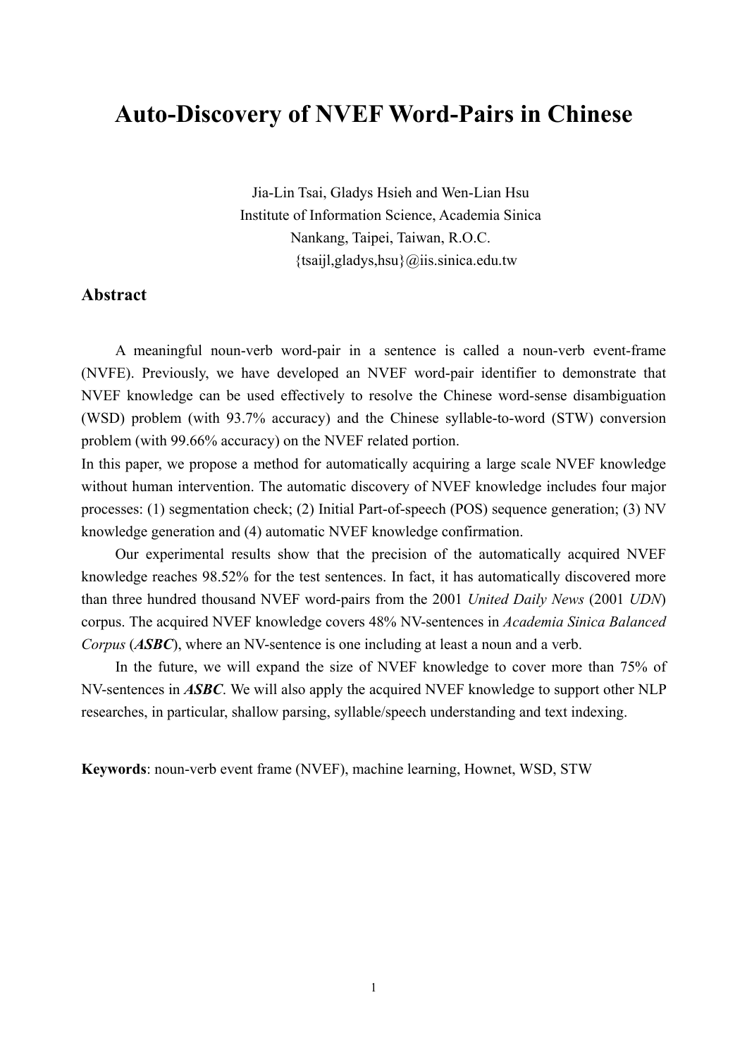# Auto-Discovery of NVEF Word-Pairs in Chinese

Jia-Lin Tsai, Gladys Hsieh and Wen-Lian Hsu
Institute of Information Science, Academia Sinica
Nankang, Taipei, Taiwan, R.O.C.
{tsaijl,gladys,hsu}@iis.sinica.edu.tw

## Abstract

A meaningful noun-verb word-pair in a sentence is called a noun-verb event-frame (NVFE). Previously, we have developed an NVEF word-pair identifier to demonstrate that NVEF knowledge can be used effectively to resolve the Chinese word-sense disambiguation (WSD) problem (with 93.7% accuracy) and the Chinese syllable-to-word (STW) conversion problem (with 99.66% accuracy) on the NVEF related portion.

In this paper, we propose a method for automatically acquiring a large scale NVEF knowledge without human intervention. The automatic discovery of NVEF knowledge includes four major processes: (1) segmentation check; (2) Initial Part-of-speech (POS) sequence generation; (3) NV knowledge generation and (4) automatic NVEF knowledge confirmation.

Our experimental results show that the precision of the automatically acquired NVEF knowledge reaches 98.52% for the test sentences. In fact, it has automatically discovered more than three hundred thousand NVEF word-pairs from the 2001 *United Daily News* (2001 *UDN*) corpus. The acquired NVEF knowledge covers 48% NV-sentences in *Academia Sinica Balanced Corpus* (***ASBC***), where an NV-sentence is one including at least a noun and a verb.

In the future, we will expand the size of NVEF knowledge to cover more than 75% of NV-sentences in ***ASBC***. We will also apply the acquired NVEF knowledge to support other NLP researches, in particular, shallow parsing, syllable/speech understanding and text indexing.

**Keywords**: noun-verb event frame (NVEF), machine learning, Hownet, WSD, STW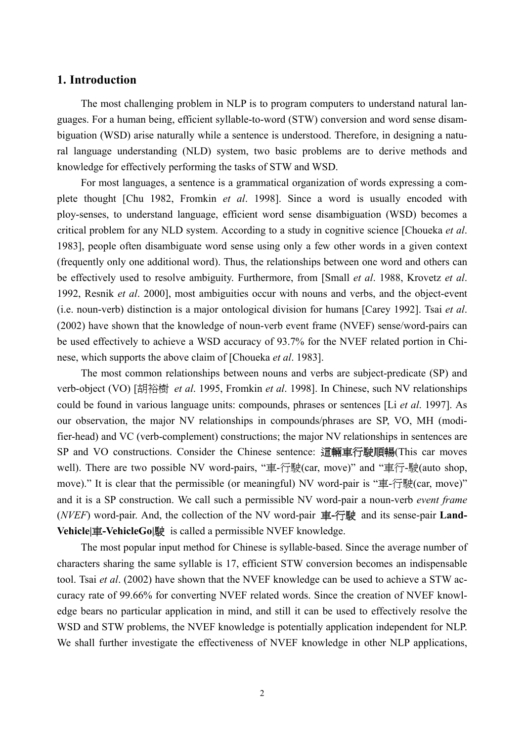## 1. Introduction

The most challenging problem in NLP is to program computers to understand natural languages. For a human being, efficient syllable-to-word (STW) conversion and word sense disambiguation (WSD) arise naturally while a sentence is understood. Therefore, in designing a natural language understanding (NLD) system, two basic problems are to derive methods and knowledge for effectively performing the tasks of STW and WSD.

For most languages, a sentence is a grammatical organization of words expressing a complete thought [Chu 1982, Fromkin *et al*. 1998]. Since a word is usually encoded with ploy-senses, to understand language, efficient word sense disambiguation (WSD) becomes a critical problem for any NLD system. According to a study in cognitive science [Choueka *et al*. 1983], people often disambiguate word sense using only a few other words in a given context (frequently only one additional word). Thus, the relationships between one word and others can be effectively used to resolve ambiguity. Furthermore, from [Small *et al*. 1988, Krovetz *et al*. 1992, Resnik *et al*. 2000], most ambiguities occur with nouns and verbs, and the object-event (i.e. noun-verb) distinction is a major ontological division for humans [Carey 1992]. Tsai *et al*. (2002) have shown that the knowledge of noun-verb event frame (NVEF) sense/word-pairs can be used effectively to achieve a WSD accuracy of 93.7% for the NVEF related portion in Chinese, which supports the above claim of [Choueka *et al*. 1983].

The most common relationships between nouns and verbs are subject-predicate (SP) and verb-object (VO) [胡裕樹 *et al*. 1995, Fromkin *et al*. 1998]. In Chinese, such NV relationships could be found in various language units: compounds, phrases or sentences [Li *et al*. 1997]. As our observation, the major NV relationships in compounds/phrases are SP, VO, MH (modifier-head) and VC (verb-complement) constructions; the major NV relationships in sentences are SP and VO constructions. Consider the Chinese sentence: 這輛車行駛順暢(This car moves well). There are two possible NV word-pairs, "車-行駛(car, move)" and "車行-駛(auto shop, move)." It is clear that the permissible (or meaningful) NV word-pair is "車-行駛(car, move)" and it is a SP construction. We call such a permissible NV word-pair a noun-verb *event frame* (*NVEF*) word-pair. And, the collection of the NV word-pair 車-行駛 and its sense-pair **Land-Vehicle|車-VehicleGo|駛** is called a permissible NVEF knowledge.

The most popular input method for Chinese is syllable-based. Since the average number of characters sharing the same syllable is 17, efficient STW conversion becomes an indispensable tool. Tsai *et al*. (2002) have shown that the NVEF knowledge can be used to achieve a STW accuracy rate of 99.66% for converting NVEF related words. Since the creation of NVEF knowledge bears no particular application in mind, and still it can be used to effectively resolve the WSD and STW problems, the NVEF knowledge is potentially application independent for NLP. We shall further investigate the effectiveness of NVEF knowledge in other NLP applications,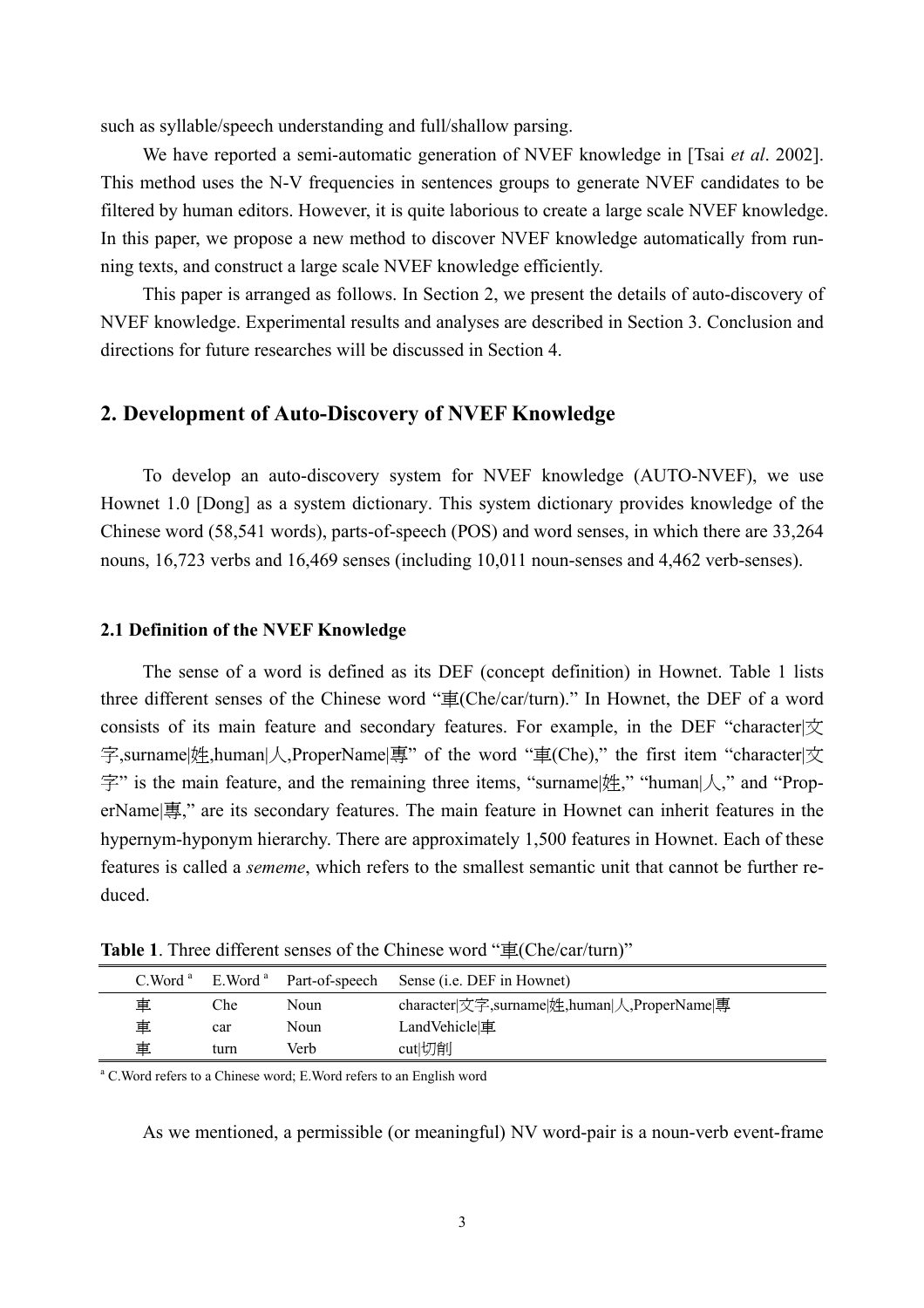such as syllable/speech understanding and full/shallow parsing.

We have reported a semi-automatic generation of NVEF knowledge in [Tsai *et al*. 2002]. This method uses the N-V frequencies in sentences groups to generate NVEF candidates to be filtered by human editors. However, it is quite laborious to create a large scale NVEF knowledge. In this paper, we propose a new method to discover NVEF knowledge automatically from running texts, and construct a large scale NVEF knowledge efficiently.

This paper is arranged as follows. In Section 2, we present the details of auto-discovery of NVEF knowledge. Experimental results and analyses are described in Section 3. Conclusion and directions for future researches will be discussed in Section 4.

## 2. Development of Auto-Discovery of NVEF Knowledge

To develop an auto-discovery system for NVEF knowledge (AUTO-NVEF), we use Hownet 1.0 [Dong] as a system dictionary. This system dictionary provides knowledge of the Chinese word (58,541 words), parts-of-speech (POS) and word senses, in which there are 33,264 nouns, 16,723 verbs and 16,469 senses (including 10,011 noun-senses and 4,462 verb-senses).

### 2.1 Definition of the NVEF Knowledge

The sense of a word is defined as its DEF (concept definition) in Hownet. Table 1 lists three different senses of the Chinese word "車(Che/car/turn)." In Hownet, the DEF of a word consists of its main feature and secondary features. For example, in the DEF "character|文字,surname|姓,human|人,ProperName|專" of the word "車(Che)," the first item "character|文字" is the main feature, and the remaining three items, "surname|姓," "human|人," and "ProperName|專," are its secondary features. The main feature in Hownet can inherit features in the hypernym-hyponym hierarchy. There are approximately 1,500 features in Hownet. Each of these features is called a *sememe*, which refers to the smallest semantic unit that cannot be further reduced.

**Table 1**. Three different senses of the Chinese word "車(Che/car/turn)"

| C.Word [a] | E.Word [a] | Part-of-speech | Sense (i.e. DEF in Hownet) |
|---|---|---|---|
| 車 | Che | Noun | character\|文字,surname\|姓,human\|人,ProperName\|專 |
| 車 | car | Noun | LandVehicle\|車 |
| 車 | turn | Verb | cut\|切削 |

[a] C.Word refers to a Chinese word; E.Word refers to an English word

As we mentioned, a permissible (or meaningful) NV word-pair is a noun-verb event-frame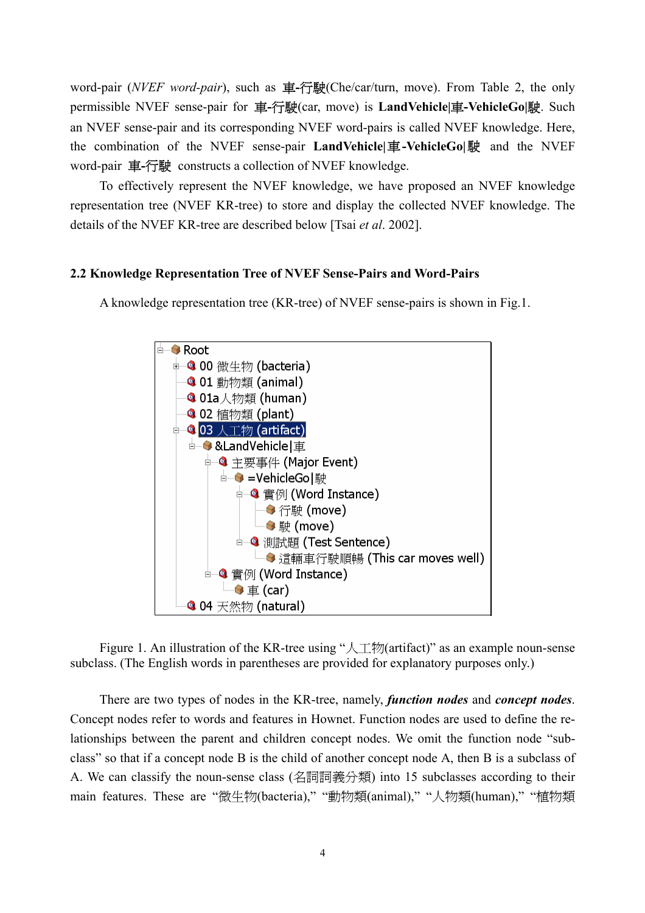word-pair (*NVEF word-pair*), such as 車-行駛(Che/car/turn, move). From Table 2, the only permissible NVEF sense-pair for 車-行駛(car, move) is **LandVehicle|車-VehicleGo|駛**. Such an NVEF sense-pair and its corresponding NVEF word-pairs is called NVEF knowledge. Here, the combination of the NVEF sense-pair **LandVehicle|車-VehicleGo|駛** and the NVEF word-pair 車-行駛 constructs a collection of NVEF knowledge.

To effectively represent the NVEF knowledge, we have proposed an NVEF knowledge representation tree (NVEF KR-tree) to store and display the collected NVEF knowledge. The details of the NVEF KR-tree are described below [Tsai *et al*. 2002].

### 2.2 Knowledge Representation Tree of NVEF Sense-Pairs and Word-Pairs

A knowledge representation tree (KR-tree) of NVEF sense-pairs is shown in Fig.1.

```
Root
├─ 00 微生物 (bacteria)
├─ 01 動物類 (animal)
├─ 01a人物類 (human)
├─ 02 植物類 (plant)
├─ 03 人工物 (artifact)
│  └─ &LandVehicle|車
│     ├─ 主要事件 (Major Event)
│     │  └─ =VehicleGo|駛
│     │     ├─ 實例 (Word Instance)
│     │     │  ├─ 行駛 (move)
│     │     │  └─ 駛 (move)
│     │     └─ 測試題 (Test Sentence)
│     │        └─ 這輛車行駛順暢 (This car moves well)
│     └─ 實例 (Word Instance)
│        └─ 車 (car)
└─ 04 天然物 (natural)
```

Figure 1. An illustration of the KR-tree using "人工物(artifact)" as an example noun-sense subclass. (The English words in parentheses are provided for explanatory purposes only.)

There are two types of nodes in the KR-tree, namely, ***function nodes*** and ***concept nodes***. Concept nodes refer to words and features in Hownet. Function nodes are used to define the relationships between the parent and children concept nodes. We omit the function node "subclass" so that if a concept node B is the child of another concept node A, then B is a subclass of A. We can classify the noun-sense class (名詞詞義分類) into 15 subclasses according to their main features. These are "微生物(bacteria)," "動物類(animal)," "人物類(human)," "植物類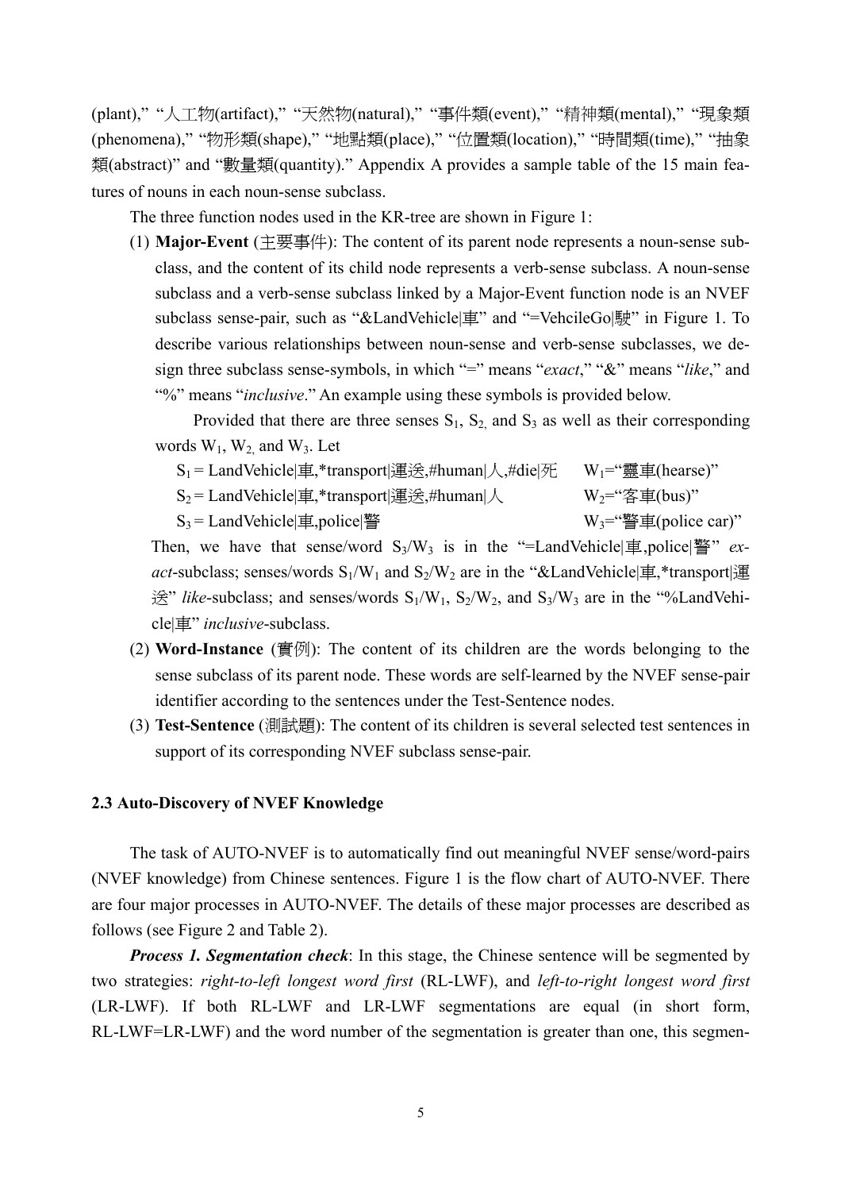(plant)," "人工物(artifact)," "天然物(natural)," "事件類(event)," "精神類(mental)," "現象類(phenomena)," "物形類(shape)," "地點類(place)," "位置類(location)," "時間類(time)," "抽象類(abstract)" and "數量類(quantity)." Appendix A provides a sample table of the 15 main features of nouns in each noun-sense subclass.

The three function nodes used in the KR-tree are shown in Figure 1:

(1) **Major-Event** (主要事件): The content of its parent node represents a noun-sense subclass, and the content of its child node represents a verb-sense subclass. A noun-sense subclass and a verb-sense subclass linked by a Major-Event function node is an NVEF subclass sense-pair, such as "&LandVehicle|車" and "=VehcileGo|駛" in Figure 1. To describe various relationships between noun-sense and verb-sense subclasses, we design three subclass sense-symbols, in which "=" means "*exact*," "&" means "*like*," and "%" means "*inclusive*." An example using these symbols is provided below.

Provided that there are three senses $S_1$, $S_2$, and $S_3$ as well as their corresponding words $W_1$, $W_2$, and $W_3$. Let

$S_1$ = LandVehicle|車,*transport|運送,#human|人,#die|死 $W_1$="靈車(hearse)"

$S_2$ = LandVehicle|車,*transport|運送,#human|人 $W_2$="客車(bus)"

$S_3$ = LandVehicle|車,police|警 $W_3$="警車(police car)"

Then, we have that sense/word $S_3/W_3$ is in the "=LandVehicle|車,police|警" *exact*-subclass; senses/words $S_1/W_1$ and $S_2/W_2$ are in the "&LandVehicle|車,*transport|運送" *like*-subclass; and senses/words $S_1/W_1$, $S_2/W_2$, and $S_3/W_3$ are in the "%LandVehicle|車" *inclusive*-subclass.

(2) **Word-Instance** (實例): The content of its children are the words belonging to the sense subclass of its parent node. These words are self-learned by the NVEF sense-pair identifier according to the sentences under the Test-Sentence nodes.

(3) **Test-Sentence** (測試題): The content of its children is several selected test sentences in support of its corresponding NVEF subclass sense-pair.

### 2.3 Auto-Discovery of NVEF Knowledge

The task of AUTO-NVEF is to automatically find out meaningful NVEF sense/word-pairs (NVEF knowledge) from Chinese sentences. Figure 1 is the flow chart of AUTO-NVEF. There are four major processes in AUTO-NVEF. The details of these major processes are described as follows (see Figure 2 and Table 2).

***Process 1. Segmentation check***: In this stage, the Chinese sentence will be segmented by two strategies: *right-to-left longest word first* (RL-LWF), and *left-to-right longest word first* (LR-LWF). If both RL-LWF and LR-LWF segmentations are equal (in short form, RL-LWF=LR-LWF) and the word number of the segmentation is greater than one, this segmen-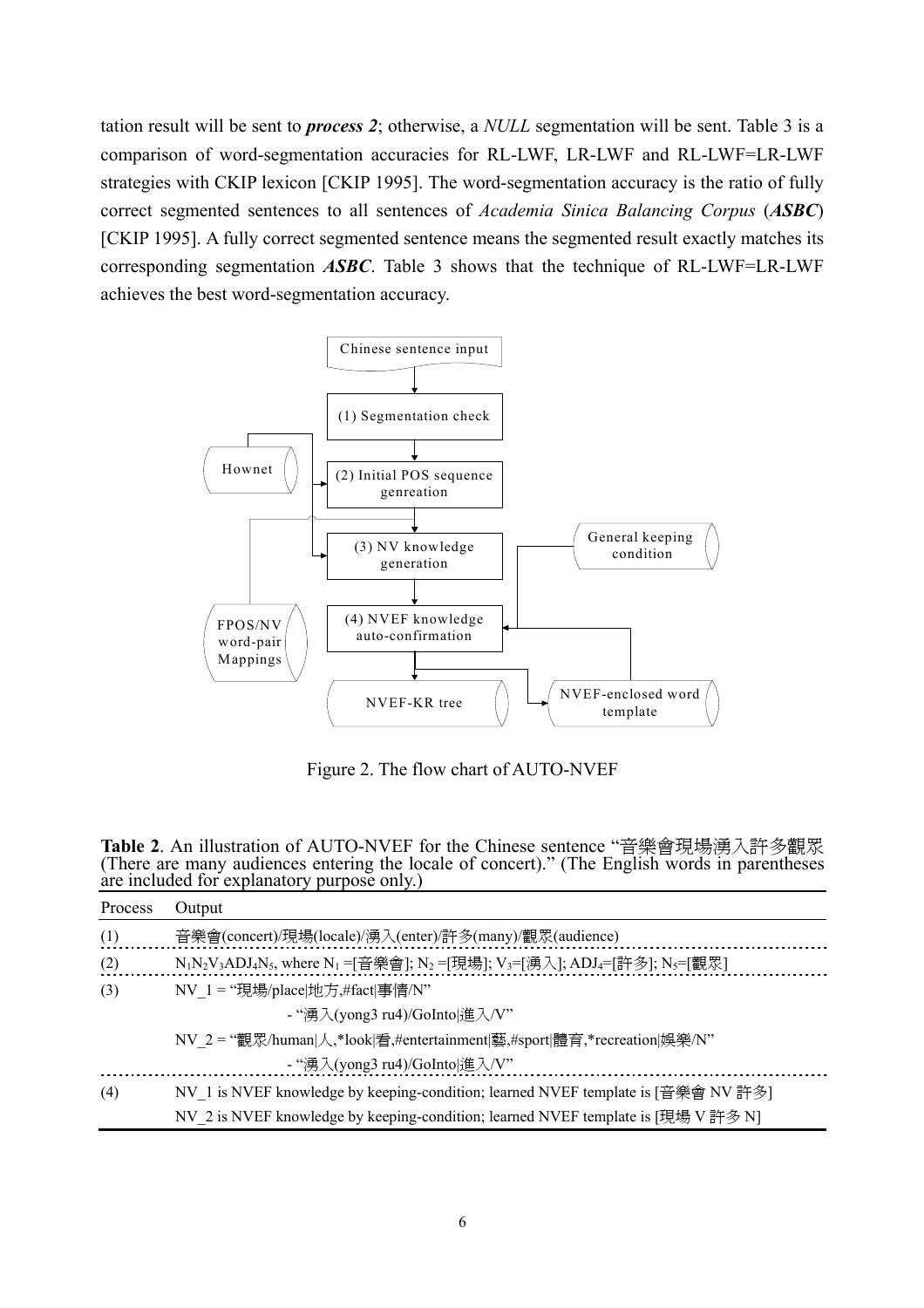tation result will be sent to ***process 2***; otherwise, a *NULL* segmentation will be sent. Table 3 is a comparison of word-segmentation accuracies for RL-LWF, LR-LWF and RL-LWF=LR-LWF strategies with CKIP lexicon [CKIP 1995]. The word-segmentation accuracy is the ratio of fully correct segmented sentences to all sentences of *Academia Sinica Balancing Corpus* (***ASBC***) [CKIP 1995]. A fully correct segmented sentence means the segmented result exactly matches its corresponding segmentation ***ASBC***. Table 3 shows that the technique of RL-LWF=LR-LWF achieves the best word-segmentation accuracy.

Figure 2. The flow chart of AUTO-NVEF

**Table 2**. An illustration of AUTO-NVEF for the Chinese sentence "音樂會現場湧入許多觀眾 (There are many audiences entering the locale of concert)." (The English words in parentheses are included for explanatory purpose only.)

| Process | Output |
|---|---|
| (1) | 音樂會(concert)/現場(locale)/湧入(enter)/許多(many)/觀眾(audience) |
| (2) | $N_1N_2V_3ADJ_4N_5$, where $N_1$ =[音樂會]; $N_2$ =[現場]; $V_3$=[湧入]; $ADJ_4$=[許多]; $N_5$=[觀眾] |
| (3) | NV_1 = "現場/place\|地方,#fact\|事情/N" - "湧入(yong3 ru4)/GoInto\|進入/V" |
| | NV_2 = "觀眾/human\|人,*look\|看,#entertainment\|藝,#sport\|體育,*recreation\|娛樂/N" - "湧入(yong3 ru4)/GoInto\|進入/V" |
| (4) | NV_1 is NVEF knowledge by keeping-condition; learned NVEF template is [音樂會 NV 許多] |
| | NV_2 is NVEF knowledge by keeping-condition; learned NVEF template is [現場 V 許多 N] |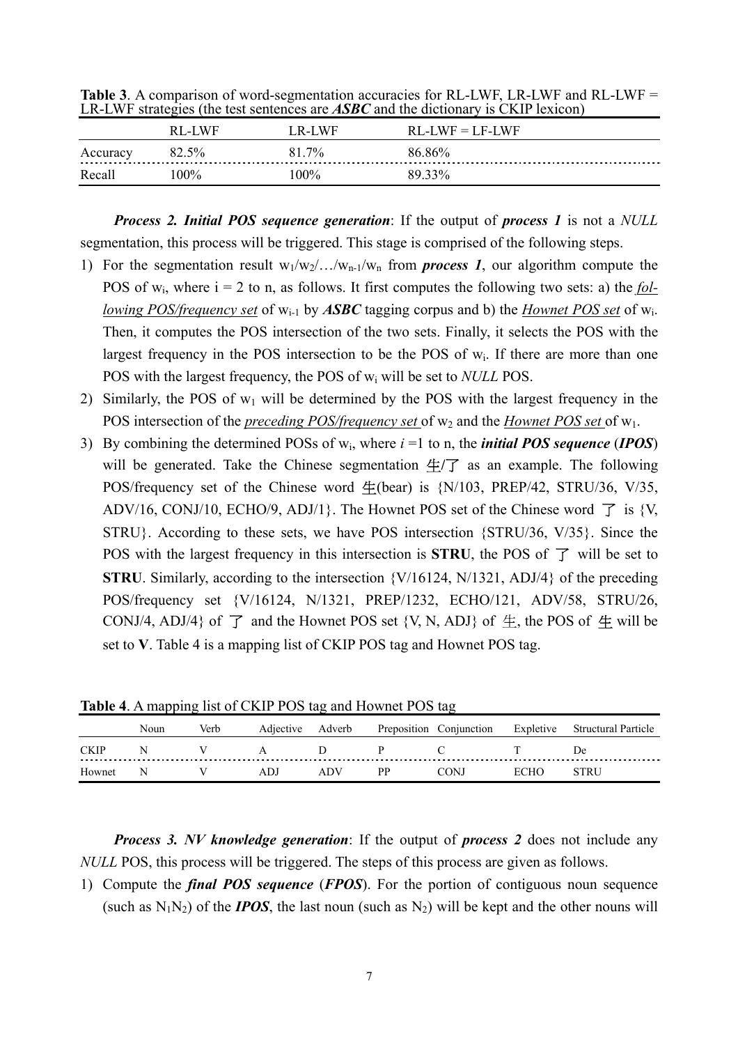**Table 3**. A comparison of word-segmentation accuracies for RL-LWF, LR-LWF and RL-LWF = LR-LWF strategies (the test sentences are ***ASBC*** and the dictionary is CKIP lexicon)

| | RL-LWF | LR-LWF | RL-LWF = LF-LWF |
|---|---|---|---|
| Accuracy | 82.5% | 81.7% | 86.86% |
| Recall | 100% | 100% | 89.33% |

***Process 2. Initial POS sequence generation***: If the output of ***process 1*** is not a *NULL* segmentation, this process will be triggered. This stage is comprised of the following steps.

1) For the segmentation result $w_1/w_2/\ldots/w_{n-1}/w_n$ from ***process 1***, our algorithm compute the POS of $w_i$, where i = 2 to n, as follows. It first computes the following two sets: a) the *following POS/frequency set* of $w_{i-1}$ by ***ASBC*** tagging corpus and b) the *Hownet POS set* of $w_i$. Then, it computes the POS intersection of the two sets. Finally, it selects the POS with the largest frequency in the POS intersection to be the POS of $w_i$. If there are more than one POS with the largest frequency, the POS of $w_i$ will be set to *NULL* POS.
2) Similarly, the POS of $w_1$ will be determined by the POS with the largest frequency in the POS intersection of the *preceding POS/frequency set* of $w_2$ and the *Hownet POS set* of $w_1$.
3) By combining the determined POSs of $w_i$, where $i$ =1 to n, the ***initial POS sequence*** (***IPOS***) will be generated. Take the Chinese segmentation 生/了 as an example. The following POS/frequency set of the Chinese word 生(bear) is {N/103, PREP/42, STRU/36, V/35, ADV/16, CONJ/10, ECHO/9, ADJ/1}. The Hownet POS set of the Chinese word 了 is {V, STRU}. According to these sets, we have POS intersection {STRU/36, V/35}. Since the POS with the largest frequency in this intersection is **STRU**, the POS of 了 will be set to **STRU**. Similarly, according to the intersection {V/16124, N/1321, ADJ/4} of the preceding POS/frequency set {V/16124, N/1321, PREP/1232, ECHO/121, ADV/58, STRU/26, CONJ/4, ADJ/4} of 了 and the Hownet POS set {V, N, ADJ} of 生, the POS of 生 will be set to **V**. Table 4 is a mapping list of CKIP POS tag and Hownet POS tag.

**Table 4**. A mapping list of CKIP POS tag and Hownet POS tag

| | Noun | Verb | Adjective | Adverb | Preposition | Conjunction | Expletive | Structural Particle |
|---|---|---|---|---|---|---|---|---|
| CKIP | N | V | A | D | P | C | T | De |
| Hownet | N | V | ADJ | ADV | PP | CONJ | ECHO | STRU |

***Process 3. NV knowledge generation***: If the output of ***process 2*** does not include any *NULL* POS, this process will be triggered. The steps of this process are given as follows.

1) Compute the ***final POS sequence*** (***FPOS***). For the portion of contiguous noun sequence (such as $N_1N_2$) of the ***IPOS***, the last noun (such as $N_2$) will be kept and the other nouns will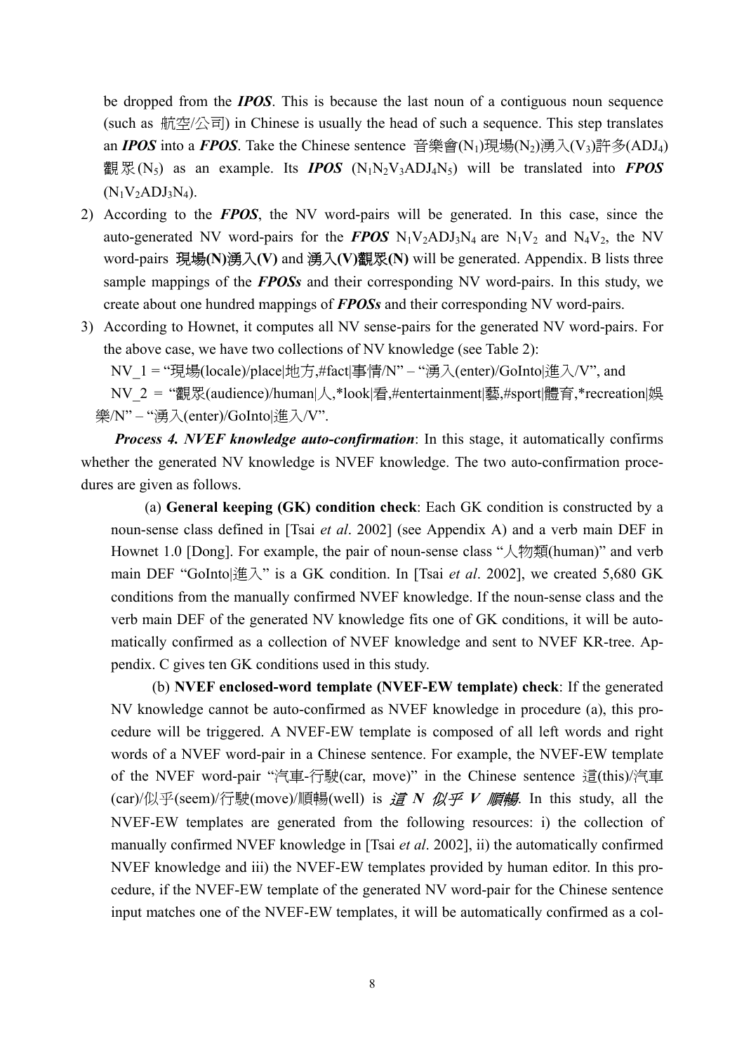be dropped from the ***IPOS***. This is because the last noun of a contiguous noun sequence (such as 航空/公司) in Chinese is usually the head of such a sequence. This step translates an ***IPOS*** into a ***FPOS***. Take the Chinese sentence 音樂會($N_1$)現場($N_2$)湧入($V_3$)許多($ADJ_4$)觀眾($N_5$) as an example. Its ***IPOS*** ($N_1N_2V_3ADJ_4N_5$) will be translated into ***FPOS*** ($N_1V_2ADJ_3N_4$).

2) According to the ***FPOS***, the NV word-pairs will be generated. In this case, since the auto-generated NV word-pairs for the ***FPOS*** $N_1V_2ADJ_3N_4$ are $N_1V_2$ and $N_4V_2$, the NV word-pairs **現場(N)湧入(V)** and **湧入(V)觀眾(N)** will be generated. Appendix. B lists three sample mappings of the ***FPOSs*** and their corresponding NV word-pairs. In this study, we create about one hundred mappings of ***FPOSs*** and their corresponding NV word-pairs.

3) According to Hownet, it computes all NV sense-pairs for the generated NV word-pairs. For the above case, we have two collections of NV knowledge (see Table 2):

   NV_1 = "現場(locale)/place|地方,#fact|事情/N" – "湧入(enter)/GoInto|進入/V", and

   NV_2 = "觀眾(audience)/human|人,*look|看,#entertainment|藝,#sport|體育,*recreation|娛樂/N" – "湧入(enter)/GoInto|進入/V".

***Process 4. NVEF knowledge auto-confirmation***: In this stage, it automatically confirms whether the generated NV knowledge is NVEF knowledge. The two auto-confirmation procedures are given as follows.

(a) **General keeping (GK) condition check**: Each GK condition is constructed by a noun-sense class defined in [Tsai *et al*. 2002] (see Appendix A) and a verb main DEF in Hownet 1.0 [Dong]. For example, the pair of noun-sense class "人物類(human)" and verb main DEF "GoInto|進入" is a GK condition. In [Tsai *et al*. 2002], we created 5,680 GK conditions from the manually confirmed NVEF knowledge. If the noun-sense class and the verb main DEF of the generated NV knowledge fits one of GK conditions, it will be automatically confirmed as a collection of NVEF knowledge and sent to NVEF KR-tree. Appendix. C gives ten GK conditions used in this study.

(b) **NVEF enclosed-word template (NVEF-EW template) check**: If the generated NV knowledge cannot be auto-confirmed as NVEF knowledge in procedure (a), this procedure will be triggered. A NVEF-EW template is composed of all left words and right words of a NVEF word-pair in a Chinese sentence. For example, the NVEF-EW template of the NVEF word-pair "汽車-行駛(car, move)" in the Chinese sentence 這(this)/汽車(car)/似乎(seem)/行駛(move)/順暢(well) is ***這 N 似乎 V 順暢***. In this study, all the NVEF-EW templates are generated from the following resources: i) the collection of manually confirmed NVEF knowledge in [Tsai *et al*. 2002], ii) the automatically confirmed NVEF knowledge and iii) the NVEF-EW templates provided by human editor. In this procedure, if the NVEF-EW template of the generated NV word-pair for the Chinese sentence input matches one of the NVEF-EW templates, it will be automatically confirmed as a col-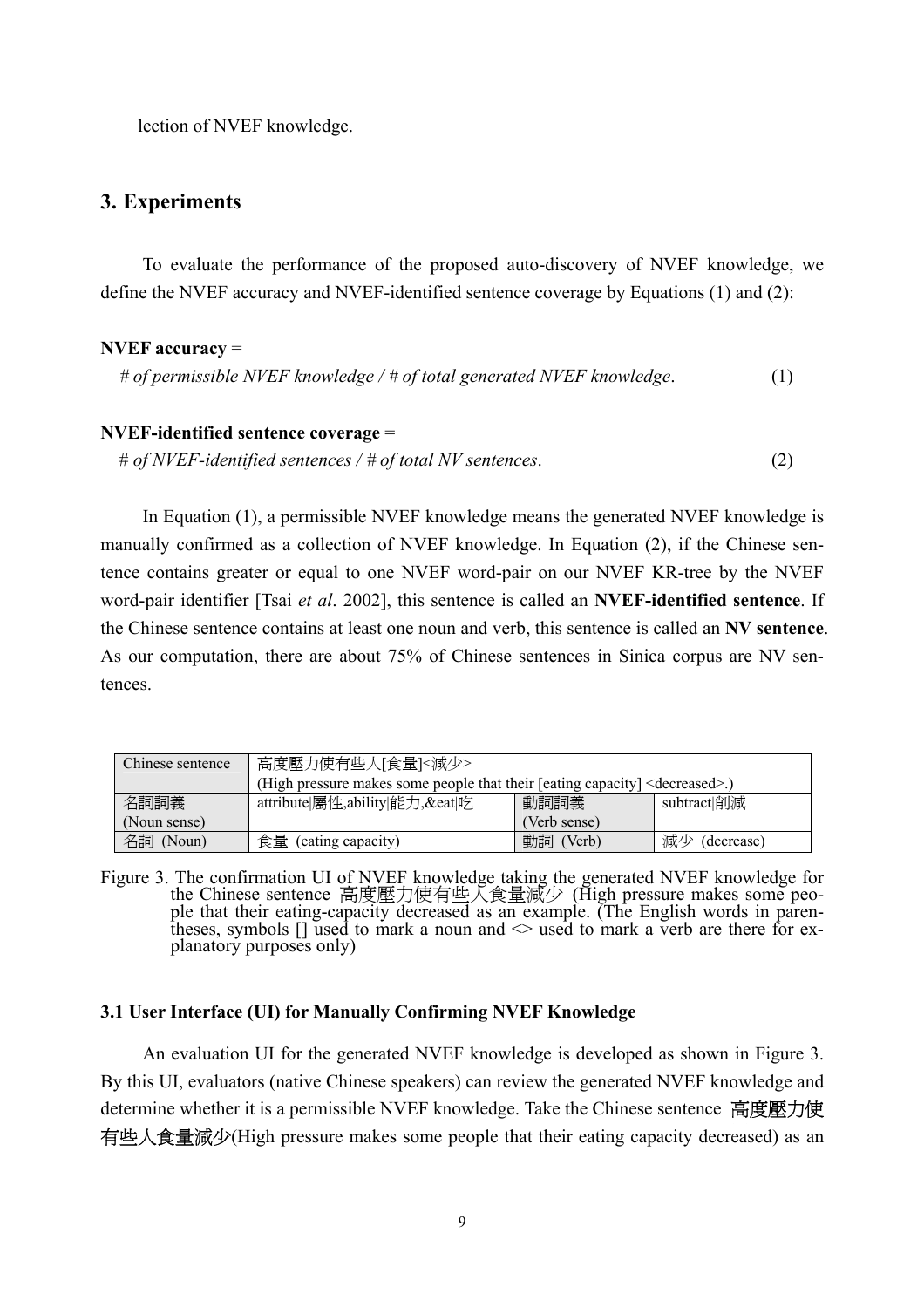lection of NVEF knowledge.

## 3. Experiments

To evaluate the performance of the proposed auto-discovery of NVEF knowledge, we define the NVEF accuracy and NVEF-identified sentence coverage by Equations (1) and (2):

**NVEF accuracy** =

*# of permissible NVEF knowledge / # of total generated NVEF knowledge*. (1)

**NVEF-identified sentence coverage** =

*# of NVEF-identified sentences / # of total NV sentences*. (2)

In Equation (1), a permissible NVEF knowledge means the generated NVEF knowledge is manually confirmed as a collection of NVEF knowledge. In Equation (2), if the Chinese sentence contains greater or equal to one NVEF word-pair on our NVEF KR-tree by the NVEF word-pair identifier [Tsai *et al*. 2002], this sentence is called an **NVEF-identified sentence**. If the Chinese sentence contains at least one noun and verb, this sentence is called an **NV sentence**. As our computation, there are about 75% of Chinese sentences in Sinica corpus are NV sentences.

| Chinese sentence | 高度壓力使有些人[食量]<減少> (High pressure makes some people that their [eating capacity] <decreased>.) | | |
|---|---|---|---|
| 名詞詞義 (Noun sense) | attribute\|屬性,ability\|能力,&eat\|吃 | 動詞詞義 (Verb sense) | subtract\|削減 |
| 名詞 (Noun) | 食量 (eating capacity) | 動詞 (Verb) | 減少 (decrease) |

Figure 3. The confirmation UI of NVEF knowledge taking the generated NVEF knowledge for the Chinese sentence 高度壓力使有些人食量減少 (High pressure makes some people that their eating-capacity decreased as an example. (The English words in parentheses, symbols [] used to mark a noun and <> used to mark a verb are there for explanatory purposes only)

### 3.1 User Interface (UI) for Manually Confirming NVEF Knowledge

An evaluation UI for the generated NVEF knowledge is developed as shown in Figure 3. By this UI, evaluators (native Chinese speakers) can review the generated NVEF knowledge and determine whether it is a permissible NVEF knowledge. Take the Chinese sentence 高度壓力使有些人食量減少(High pressure makes some people that their eating capacity decreased) as an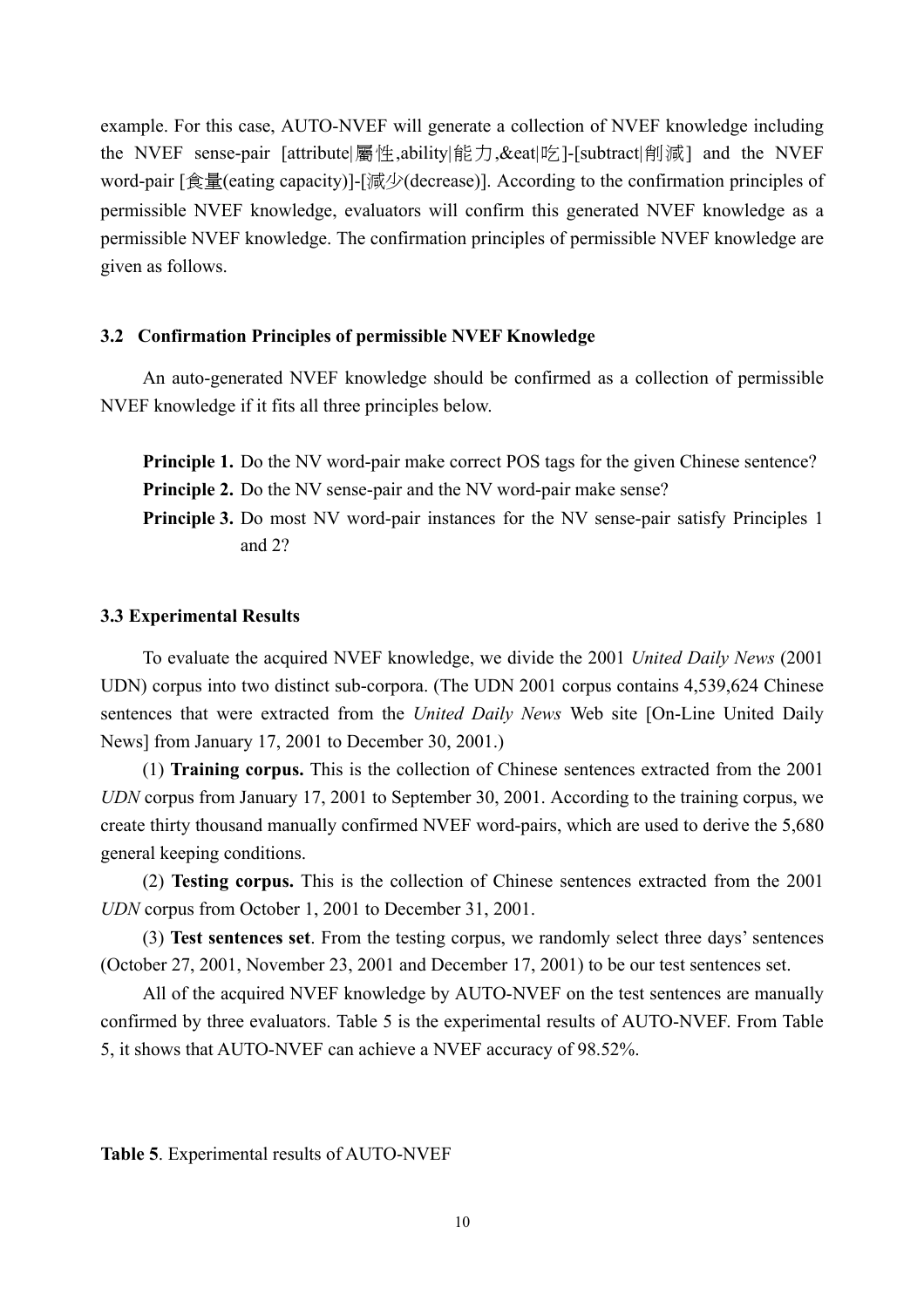example. For this case, AUTO-NVEF will generate a collection of NVEF knowledge including the NVEF sense-pair [attribute|屬性,ability|能力,&eat|吃]-[subtract|削減] and the NVEF word-pair [食量(eating capacity)]-[減少(decrease)]. According to the confirmation principles of permissible NVEF knowledge, evaluators will confirm this generated NVEF knowledge as a permissible NVEF knowledge. The confirmation principles of permissible NVEF knowledge are given as follows.

### 3.2 Confirmation Principles of permissible NVEF Knowledge

An auto-generated NVEF knowledge should be confirmed as a collection of permissible NVEF knowledge if it fits all three principles below.

**Principle 1.** Do the NV word-pair make correct POS tags for the given Chinese sentence?

**Principle 2.** Do the NV sense-pair and the NV word-pair make sense?

**Principle 3.** Do most NV word-pair instances for the NV sense-pair satisfy Principles 1 and 2?

### 3.3 Experimental Results

To evaluate the acquired NVEF knowledge, we divide the 2001 *United Daily News* (2001 UDN) corpus into two distinct sub-corpora. (The UDN 2001 corpus contains 4,539,624 Chinese sentences that were extracted from the *United Daily News* Web site [On-Line United Daily News] from January 17, 2001 to December 30, 2001.)

(1) **Training corpus.** This is the collection of Chinese sentences extracted from the 2001 *UDN* corpus from January 17, 2001 to September 30, 2001. According to the training corpus, we create thirty thousand manually confirmed NVEF word-pairs, which are used to derive the 5,680 general keeping conditions.

(2) **Testing corpus.** This is the collection of Chinese sentences extracted from the 2001 *UDN* corpus from October 1, 2001 to December 31, 2001.

(3) **Test sentences set**. From the testing corpus, we randomly select three days' sentences (October 27, 2001, November 23, 2001 and December 17, 2001) to be our test sentences set.

All of the acquired NVEF knowledge by AUTO-NVEF on the test sentences are manually confirmed by three evaluators. Table 5 is the experimental results of AUTO-NVEF. From Table 5, it shows that AUTO-NVEF can achieve a NVEF accuracy of 98.52%.

**Table 5**. Experimental results of AUTO-NVEF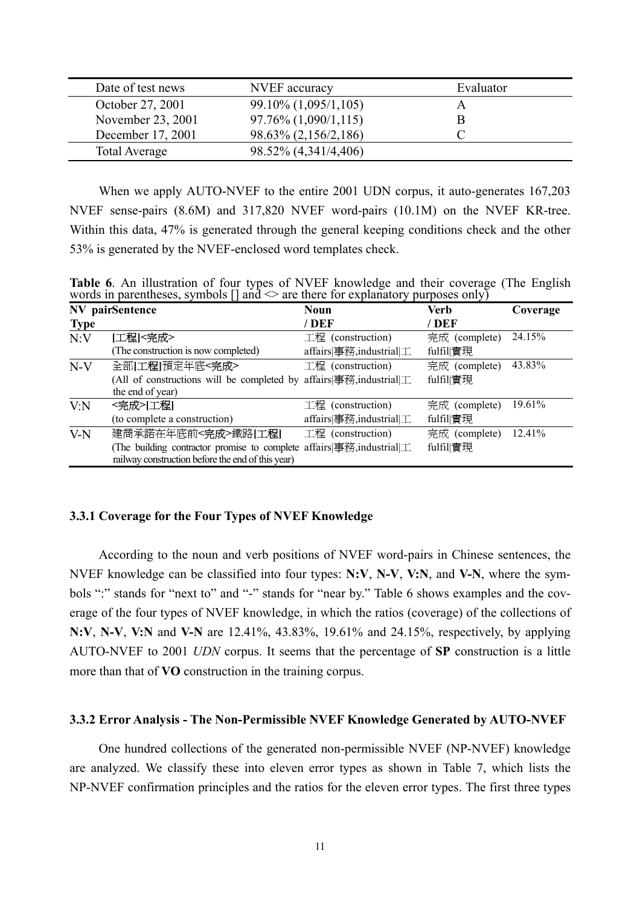| Date of test news | NVEF accuracy | Evaluator |
|---|---|---|
| October 27, 2001 | 99.10% (1,095/1,105) | A |
| November 23, 2001 | 97.76% (1,090/1,115) | B |
| December 17, 2001 | 98.63% (2,156/2,186) | C |
| Total Average | 98.52% (4,341/4,406) | |

When we apply AUTO-NVEF to the entire 2001 UDN corpus, it auto-generates 167,203 NVEF sense-pairs (8.6M) and 317,820 NVEF word-pairs (10.1M) on the NVEF KR-tree. Within this data, 47% is generated through the general keeping conditions check and the other 53% is generated by the NVEF-enclosed word templates check.

**Table 6**. An illustration of four types of NVEF knowledge and their coverage (The English words in parentheses, symbols [] and <> are there for explanatory purposes only)

| NV pair Type | Sentence | Noun / DEF | Verb / DEF | Coverage |
|---|---|---|---|---|
| N:V | [工程]<完成> (The construction is now completed) | 工程 (construction) affairs\|事務,industrial\|工 | 完成 (complete) fulfill\|實現 | 24.15% |
| N-V | 全部[工程]預定年底<完成> (All of constructions will be completed by the end of year) | 工程 (construction) affairs\|事務,industrial\|工 | 完成 (complete) fulfill\|實現 | 43.83% |
| V:N | <完成>[工程] (to complete a construction) | 工程 (construction) affairs\|事務,industrial\|工 | 完成 (complete) fulfill\|實現 | 19.61% |
| V-N | 建商承諾在年底前<完成>鐵路[工程] (The building contractor promise to complete railway construction before the end of this year) | 工程 (construction) affairs\|事務,industrial\|工 | 完成 (complete) fulfill\|實現 | 12.41% |

### 3.3.1 Coverage for the Four Types of NVEF Knowledge

According to the noun and verb positions of NVEF word-pairs in Chinese sentences, the NVEF knowledge can be classified into four types: **N:V**, **N-V**, **V:N**, and **V-N**, where the symbols ":" stands for "next to" and "-" stands for "near by." Table 6 shows examples and the coverage of the four types of NVEF knowledge, in which the ratios (coverage) of the collections of **N:V**, **N-V**, **V:N** and **V-N** are 12.41%, 43.83%, 19.61% and 24.15%, respectively, by applying AUTO-NVEF to 2001 *UDN* corpus. It seems that the percentage of **SP** construction is a little more than that of **VO** construction in the training corpus.

### 3.3.2 Error Analysis - The Non-Permissible NVEF Knowledge Generated by AUTO-NVEF

One hundred collections of the generated non-permissible NVEF (NP-NVEF) knowledge are analyzed. We classify these into eleven error types as shown in Table 7, which lists the NP-NVEF confirmation principles and the ratios for the eleven error types. The first three types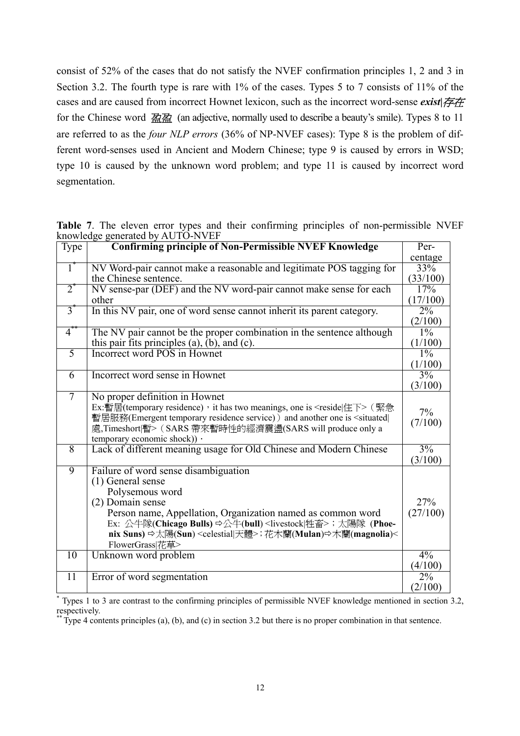consist of 52% of the cases that do not satisfy the NVEF confirmation principles 1, 2 and 3 in Section 3.2. The fourth type is rare with 1% of the cases. Types 5 to 7 consists of 11% of the cases and are caused from incorrect Hownet lexicon, such as the incorrect word-sense ***exist|存在*** for the Chinese word *盈盈* (an adjective, normally used to describe a beauty's smile). Types 8 to 11 are referred to as the *four NLP errors* (36% of NP-NVEF cases): Type 8 is the problem of different word-senses used in Ancient and Modern Chinese; type 9 is caused by errors in WSD; type 10 is caused by the unknown word problem; and type 11 is caused by incorrect word segmentation.

**Table 7**. The eleven error types and their confirming principles of non-permissible NVEF knowledge generated by AUTO-NVEF

| Type | **Confirming principle of Non-Permissible NVEF Knowledge** | Percentage |
|---|---|---|
| 1* | NV Word-pair cannot make a reasonable and legitimate POS tagging for the Chinese sentence. | 33% (33/100) |
| 2* | NV sense-par (DEF) and the NV word-pair cannot make sense for each other | 17% (17/100) |
| 3* | In this NV pair, one of word sense cannot inherit its parent category. | 2% (2/100) |
| 4** | The NV pair cannot be the proper combination in the sentence although this pair fits principles (a), (b), and (c). | 1% (1/100) |
| 5 | Incorrect word POS in Hownet | 1% (1/100) |
| 6 | Incorrect word sense in Hownet | 3% (3/100) |
| 7 | No proper definition in Hownet<br>Ex:暫居(temporary residence)，it has two meanings, one is <reside\|住下>（緊急暫居服務(Emergent temporary residence service)）and another one is <situated\|處,Timeshort\|暫>（SARS 帶來暫時性的經濟震盪(SARS will produce only a temporary economic shock)）. | 7% (7/100) |
| 8 | Lack of different meaning usage for Old Chinese and Modern Chinese | 3% (3/100) |
| 9 | Failure of word sense disambiguation<br>(1) General sense<br>Polysemous word<br>(2) Domain sense<br>Person name, Appellation, Organization named as common word<br>Ex: 公牛隊(**Chicago Bulls**) ⇨公牛(**bull**) <livestock\|牲畜>；太陽隊 (**Phoenix Suns**) ⇨太陽(**Sun**) <celestial\|天體>；花木蘭(**Mulan**)⇨木蘭(**magnolia**)< FlowerGrass\|花草> | 27% (27/100) |
| 10 | Unknown word problem | 4% (4/100) |
| 11 | Error of word segmentation | 2% (2/100) |

\* Types 1 to 3 are contrast to the confirming principles of permissible NVEF knowledge mentioned in section 3.2, respectively.

\*\* Type 4 contents principles (a), (b), and (c) in section 3.2 but there is no proper combination in that sentence.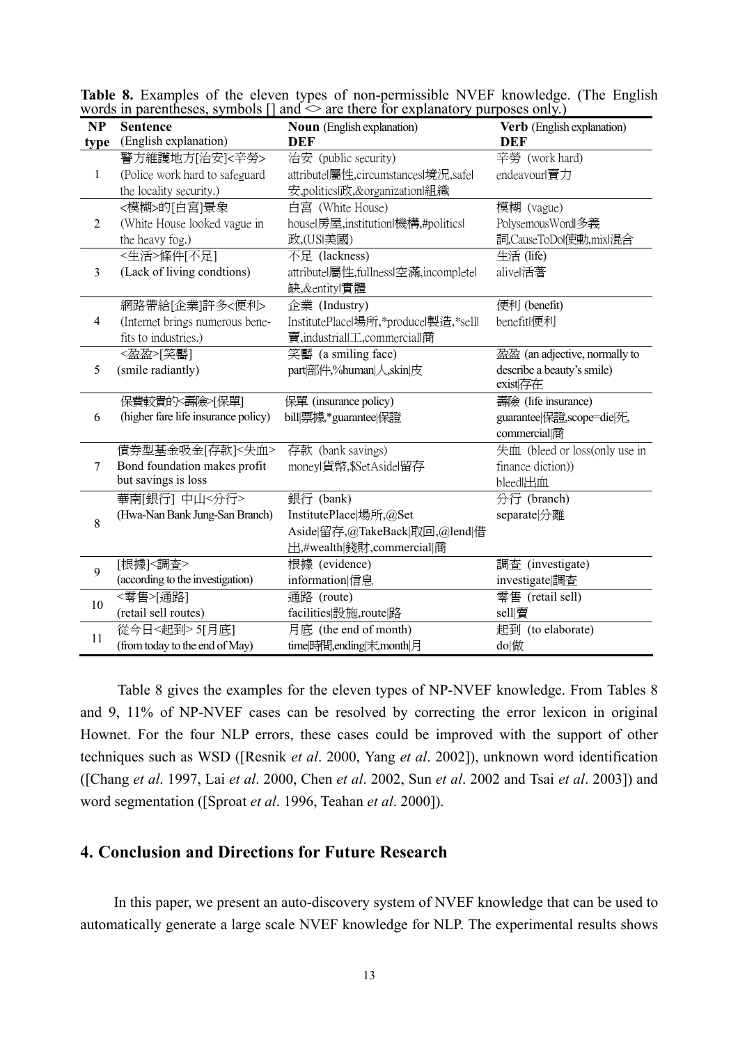**Table 8.** Examples of the eleven types of non-permissible NVEF knowledge. (The English words in parentheses, symbols [] and <> are there for explanatory purposes only.)

| NP type | Sentence (English explanation) | Noun (English explanation) DEF | Verb (English explanation) DEF |
|---|---|---|---|
| 1 | 警方維護地方[治安]<辛勞> (Police work hard to safeguard the locality security.) | 治安 (public security) attribute\|屬性,circumstances\|境況,safe\|安,politics\|政,&organization\|組織 | 辛勞 (work hard) endeavour\|賣力 |
| 2 | <模糊>的[白宮]景象 (White House looked vague in the heavy fog.) | 白宮 (White House) house\|房屋,institution\|機構,#politics\|政,(US\|美國) | 模糊 (vague) PolysemousWord\|多義詞,CauseToDo\|使動,mix\|混合 |
| 3 | <生活>條件[不足] (Lack of living condtions) | 不足 (lackness) attribute\|屬性,fullness\|空滿,incomplete\|缺,&entity\|實體 | 生活 (life) alive\|活著 |
| 4 | 網路帶給[企業]許多<便利> (Internet brings numerous benefits to industries.) | 企業 (Industry) InstitutePlace\|場所,*produce\|製造,*sell\|賣,industrial\|工,commercial\|商 | 便利 (benefit) benefit\|便利 |
| 5 | <盈盈>[笑靨] (smile radiantly) | 笑靨 (a smiling face) part\|部件,%human\|人,skin\|皮 | 盈盈 (an adjective, normally to describe a beauty's smile) exist\|存在 |
| 6 | 保費較貴的<壽險>[保單] (higher fare life insurance policy) | 保單 (insurance policy) bill\|票據,*guarantee\|保證 | 壽險 (life insurance) guarantee\|保證,scope=die\|死,commercial\|商 |
| 7 | 債券型基金吸金[存款]<失血> Bond foundation makes profit but savings is loss | 存款 (bank savings) money\|貨幣,$SetAside\|留存 | 失血 (bleed or loss(only use in finance diction)) bleed\|出血 |
| 8 | 華南[銀行] 中山<分行> (Hwa-Nan Bank Jung-San Branch) | 銀行 (bank) InstitutePlace\|場所,@SetAside\|留存,@TakeBack\|取回,@lend\|借出,#wealth\|錢財,commercial\|商 | 分行 (branch) separate\|分離 |
| 9 | [根據]<調查> (according to the investigation) | 根據 (evidence) information\|信息 | 調查 (investigate) investigate\|調查 |
| 10 | <零售>[通路] (retail sell routes) | 通路 (route) facilities\|設施,route\|路 | 零售 (retail sell) sell\|賣 |
| 11 | 從今日<起到> 5[月底] (from today to the end of May) | 月底 (the end of month) time\|時間,ending\|末,month\|月 | 起到 (to elaborate) do\|做 |

Table 8 gives the examples for the eleven types of NP-NVEF knowledge. From Tables 8 and 9, 11% of NP-NVEF cases can be resolved by correcting the error lexicon in original Hownet. For the four NLP errors, these cases could be improved with the support of other techniques such as WSD ([Resnik *et al*. 2000, Yang *et al*. 2002]), unknown word identification ([Chang *et al*. 1997, Lai *et al*. 2000, Chen *et al*. 2002, Sun *et al*. 2002 and Tsai *et al*. 2003]) and word segmentation ([Sproat *et al*. 1996, Teahan *et al*. 2000]).

## 4. Conclusion and Directions for Future Research

In this paper, we present an auto-discovery system of NVEF knowledge that can be used to automatically generate a large scale NVEF knowledge for NLP. The experimental results shows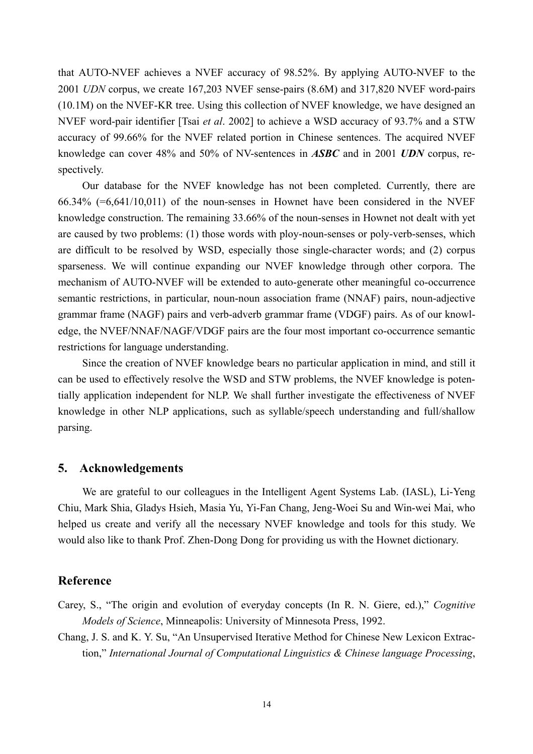that AUTO-NVEF achieves a NVEF accuracy of 98.52%. By applying AUTO-NVEF to the 2001 *UDN* corpus, we create 167,203 NVEF sense-pairs (8.6M) and 317,820 NVEF word-pairs (10.1M) on the NVEF-KR tree. Using this collection of NVEF knowledge, we have designed an NVEF word-pair identifier [Tsai *et al*. 2002] to achieve a WSD accuracy of 93.7% and a STW accuracy of 99.66% for the NVEF related portion in Chinese sentences. The acquired NVEF knowledge can cover 48% and 50% of NV-sentences in ***ASBC*** and in 2001 ***UDN*** corpus, respectively.

Our database for the NVEF knowledge has not been completed. Currently, there are 66.34% (=6,641/10,011) of the noun-senses in Hownet have been considered in the NVEF knowledge construction. The remaining 33.66% of the noun-senses in Hownet not dealt with yet are caused by two problems: (1) those words with ploy-noun-senses or poly-verb-senses, which are difficult to be resolved by WSD, especially those single-character words; and (2) corpus sparseness. We will continue expanding our NVEF knowledge through other corpora. The mechanism of AUTO-NVEF will be extended to auto-generate other meaningful co-occurrence semantic restrictions, in particular, noun-noun association frame (NNAF) pairs, noun-adjective grammar frame (NAGF) pairs and verb-adverb grammar frame (VDGF) pairs. As of our knowledge, the NVEF/NNAF/NAGF/VDGF pairs are the four most important co-occurrence semantic restrictions for language understanding.

Since the creation of NVEF knowledge bears no particular application in mind, and still it can be used to effectively resolve the WSD and STW problems, the NVEF knowledge is potentially application independent for NLP. We shall further investigate the effectiveness of NVEF knowledge in other NLP applications, such as syllable/speech understanding and full/shallow parsing.

## 5. Acknowledgements

We are grateful to our colleagues in the Intelligent Agent Systems Lab. (IASL), Li-Yeng Chiu, Mark Shia, Gladys Hsieh, Masia Yu, Yi-Fan Chang, Jeng-Woei Su and Win-wei Mai, who helped us create and verify all the necessary NVEF knowledge and tools for this study. We would also like to thank Prof. Zhen-Dong Dong for providing us with the Hownet dictionary.

## Reference

Carey, S., "The origin and evolution of everyday concepts (In R. N. Giere, ed.)," *Cognitive Models of Science*, Minneapolis: University of Minnesota Press, 1992.

Chang, J. S. and K. Y. Su, "An Unsupervised Iterative Method for Chinese New Lexicon Extraction," *International Journal of Computational Linguistics & Chinese language Processing*,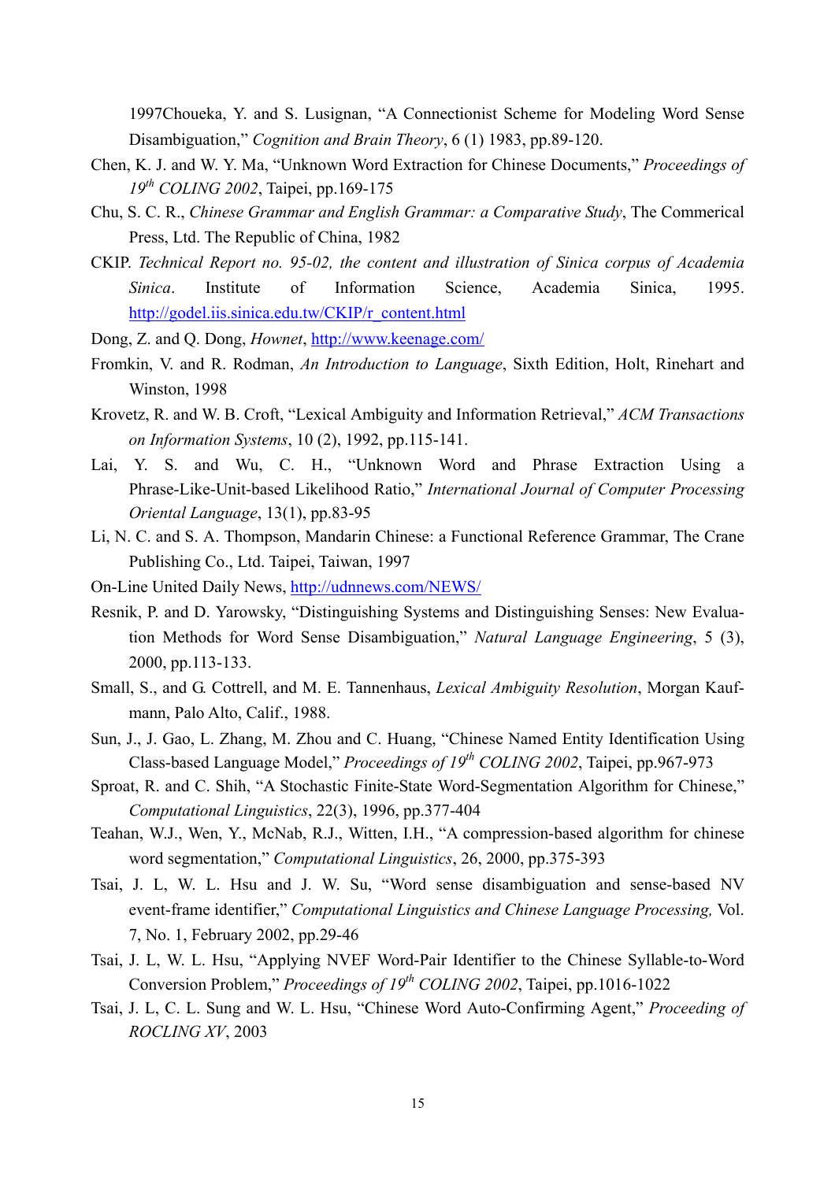1997Choueka, Y. and S. Lusignan, "A Connectionist Scheme for Modeling Word Sense Disambiguation," *Cognition and Brain Theory*, 6 (1) 1983, pp.89-120.

Chen, K. J. and W. Y. Ma, "Unknown Word Extraction for Chinese Documents," *Proceedings of 19th COLING 2002*, Taipei, pp.169-175

Chu, S. C. R., *Chinese Grammar and English Grammar: a Comparative Study*, The Commerical Press, Ltd. The Republic of China, 1982

CKIP. *Technical Report no. 95-02, the content and illustration of Sinica corpus of Academia Sinica*. Institute of Information Science, Academia Sinica, 1995. http://godel.iis.sinica.edu.tw/CKIP/r_content.html

Dong, Z. and Q. Dong, *Hownet*, http://www.keenage.com/

Fromkin, V. and R. Rodman, *An Introduction to Language*, Sixth Edition, Holt, Rinehart and Winston, 1998

Krovetz, R. and W. B. Croft, "Lexical Ambiguity and Information Retrieval," *ACM Transactions on Information Systems*, 10 (2), 1992, pp.115-141.

Lai, Y. S. and Wu, C. H., "Unknown Word and Phrase Extraction Using a Phrase-Like-Unit-based Likelihood Ratio," *International Journal of Computer Processing Oriental Language*, 13(1), pp.83-95

Li, N. C. and S. A. Thompson, Mandarin Chinese: a Functional Reference Grammar, The Crane Publishing Co., Ltd. Taipei, Taiwan, 1997

On-Line United Daily News, http://udnnews.com/NEWS/

Resnik, P. and D. Yarowsky, "Distinguishing Systems and Distinguishing Senses: New Evaluation Methods for Word Sense Disambiguation," *Natural Language Engineering*, 5 (3), 2000, pp.113-133.

Small, S., and G. Cottrell, and M. E. Tannenhaus, *Lexical Ambiguity Resolution*, Morgan Kaufmann, Palo Alto, Calif., 1988.

Sun, J., J. Gao, L. Zhang, M. Zhou and C. Huang, "Chinese Named Entity Identification Using Class-based Language Model," *Proceedings of 19th COLING 2002*, Taipei, pp.967-973

Sproat, R. and C. Shih, "A Stochastic Finite-State Word-Segmentation Algorithm for Chinese," *Computational Linguistics*, 22(3), 1996, pp.377-404

Teahan, W.J., Wen, Y., McNab, R.J., Witten, I.H., "A compression-based algorithm for chinese word segmentation," *Computational Linguistics*, 26, 2000, pp.375-393

Tsai, J. L, W. L. Hsu and J. W. Su, "Word sense disambiguation and sense-based NV event-frame identifier," *Computational Linguistics and Chinese Language Processing,* Vol. 7, No. 1, February 2002, pp.29-46

Tsai, J. L, W. L. Hsu, "Applying NVEF Word-Pair Identifier to the Chinese Syllable-to-Word Conversion Problem," *Proceedings of 19th COLING 2002*, Taipei, pp.1016-1022

Tsai, J. L, C. L. Sung and W. L. Hsu, "Chinese Word Auto-Confirming Agent," *Proceeding of ROCLING XV*, 2003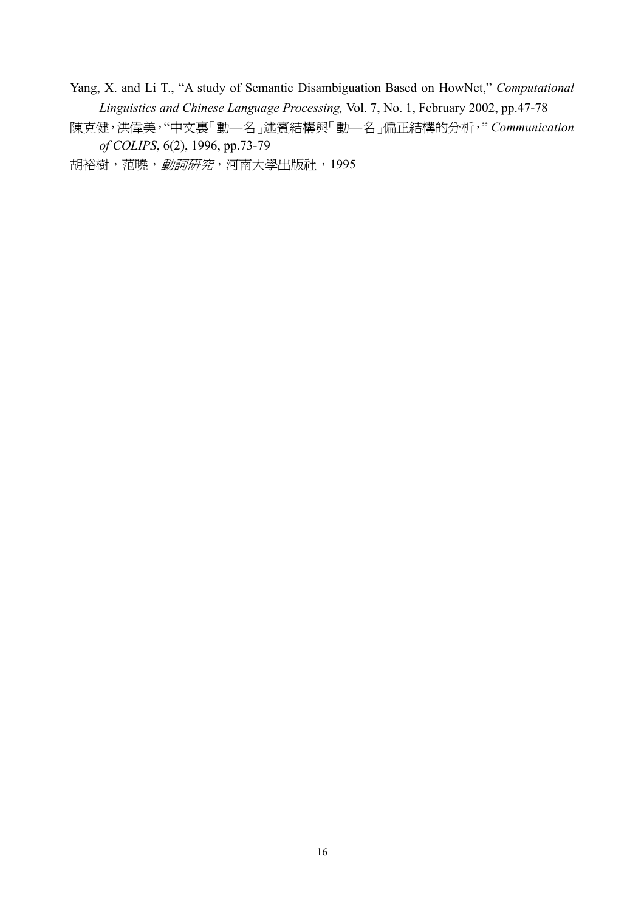Yang, X. and Li T., "A study of Semantic Disambiguation Based on HowNet," *Computational Linguistics and Chinese Language Processing,* Vol. 7, No. 1, February 2002, pp.47-78

陳克健，洪偉美，"中文裏「動—名」述賓結構與「動—名」偏正結構的分析，" *Communication of COLIPS*, 6(2), 1996, pp.73-79

胡裕樹，范曉，*動詞研究*，河南大學出版社，1995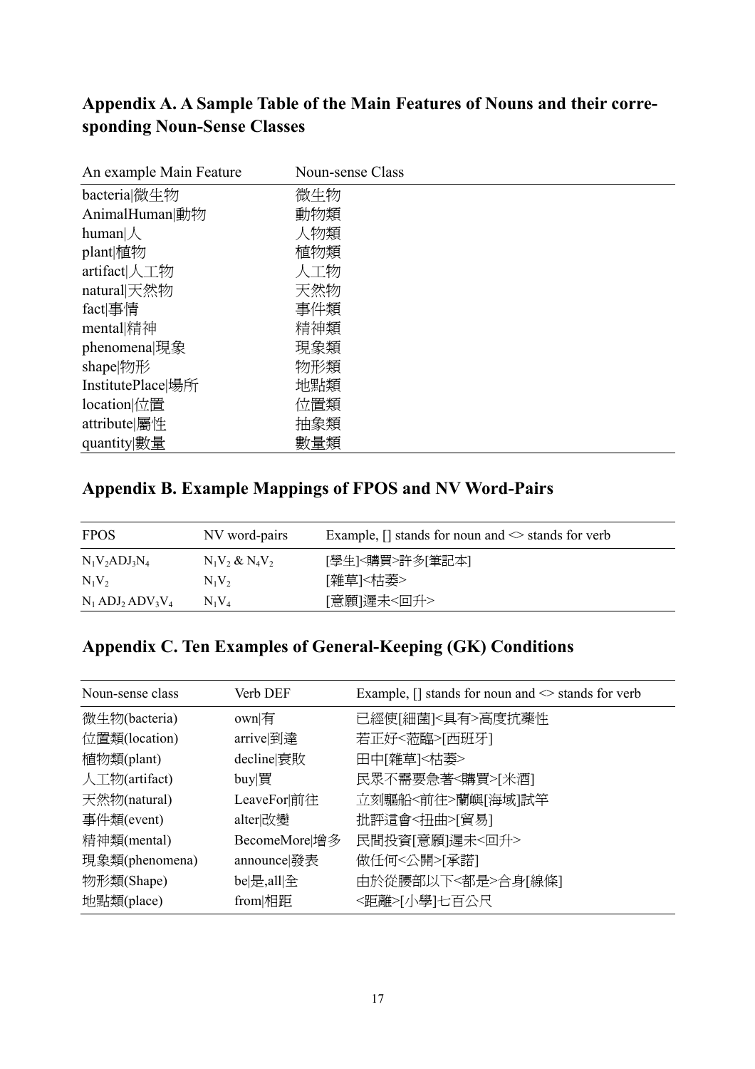## Appendix A. A Sample Table of the Main Features of Nouns and their corresponding Noun-Sense Classes

| An example Main Feature | Noun-sense Class |
|---|---|
| bacteria\|微生物 | 微生物 |
| AnimalHuman\|動物 | 動物類 |
| human\|人 | 人物類 |
| plant\|植物 | 植物類 |
| artifact\|人工物 | 人工物 |
| natural\|天然物 | 天然物 |
| fact\|事情 | 事件類 |
| mental\|精神 | 精神類 |
| phenomena\|現象 | 現象類 |
| shape\|物形 | 物形類 |
| InstitutePlace\|場所 | 地點類 |
| location\|位置 | 位置類 |
| attribute\|屬性 | 抽象類 |
| quantity\|數量 | 數量類 |

## Appendix B. Example Mappings of FPOS and NV Word-Pairs

| FPOS | NV word-pairs | Example, [] stands for noun and <> stands for verb |
|---|---|---|
| $N_1V_2ADJ_3N_4$ | $N_1V_2$ & $N_4V_2$ | [學生]<購買>許多[筆記本] |
| $N_1V_2$ | $N_1V_2$ | [雜草]<枯萎> |
| $N_1$ $ADJ_2$ $ADV_3V_4$ | $N_1V_4$ | [意願]遲未<回升> |

## Appendix C. Ten Examples of General-Keeping (GK) Conditions

| Noun-sense class | Verb DEF | Example, [] stands for noun and <> stands for verb |
|---|---|---|
| 微生物(bacteria) | own\|有 | 已經使[細菌]<具有>高度抗藥性 |
| 位置類(location) | arrive\|到達 | 若正好<蒞臨>[西班牙] |
| 植物類(plant) | decline\|衰敗 | 田中[雜草]<枯萎> |
| 人工物(artifact) | buy\|買 | 民眾不需要急著<購買>[米酒] |
| 天然物(natural) | LeaveFor\|前往 | 立刻驅船<前往>蘭嶼[海域]試竿 |
| 事件類(event) | alter\|改變 | 批評這會<扭曲>[貿易] |
| 精神類(mental) | BecomeMore\|增多 | 民間投資[意願]遲未<回升> |
| 現象類(phenomena) | announce\|發表 | 做任何<公開>[承諾] |
| 物形類(Shape) | be\|是,all\|全 | 由於從腰部以下<都是>合身[線條] |
| 地點類(place) | from\|相距 | <距離>[小學]七百公尺 |